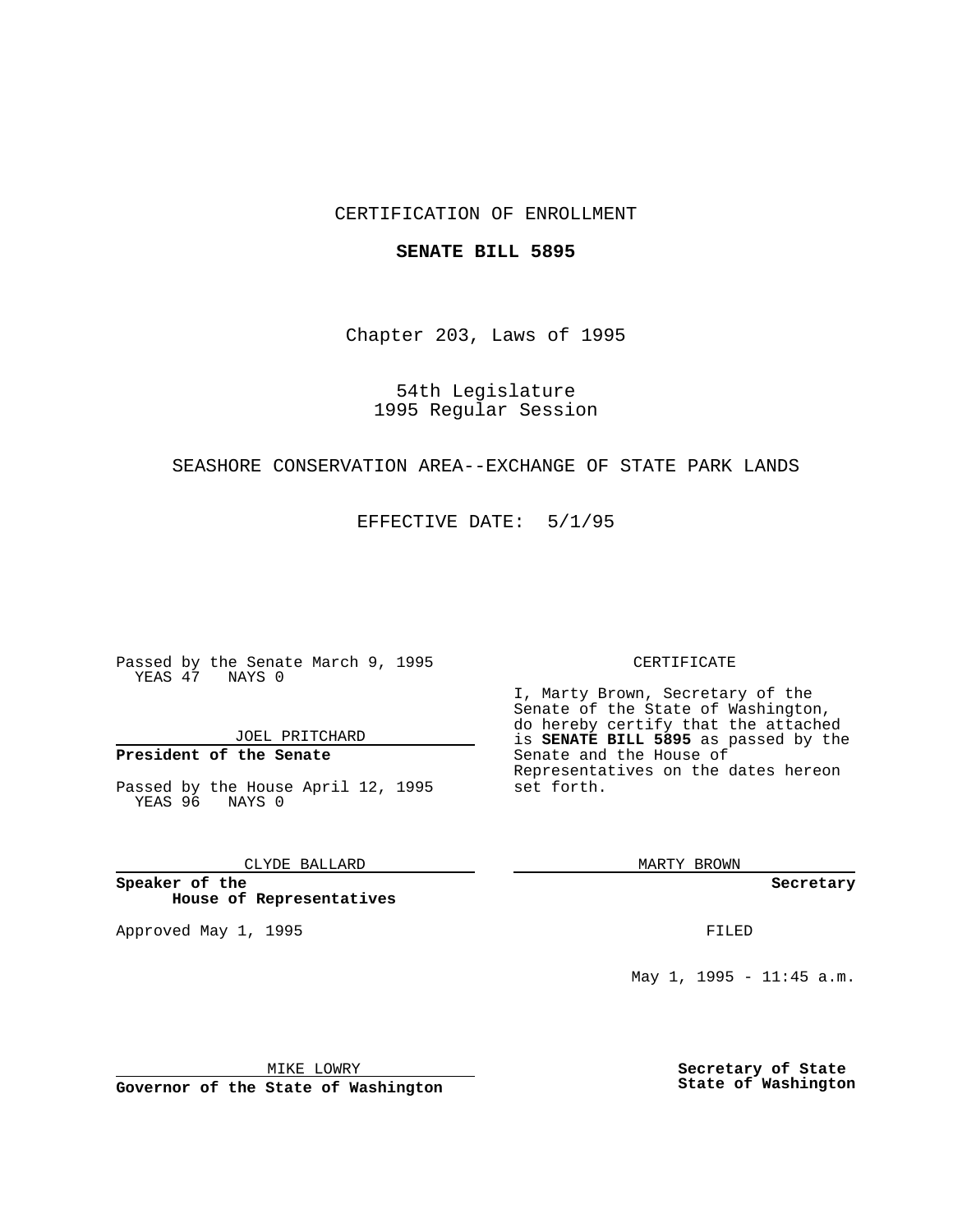CERTIFICATION OF ENROLLMENT

**SENATE BILL 5895**

Chapter 203, Laws of 1995

54th Legislature
1995 Regular Session

SEASHORE CONSERVATION AREA--EXCHANGE OF STATE PARK LANDS

EFFECTIVE DATE: 5/1/95

Passed by the Senate March 9, 1995
YEAS 47 NAYS 0

JOEL PRITCHARD

**President of the Senate**

Passed by the House April 12, 1995
YEAS 96 NAYS 0

CLYDE BALLARD

**Speaker of the House of Representatives**

Approved May 1, 1995

MIKE LOWRY

**Governor of the State of Washington**

CERTIFICATE

I, Marty Brown, Secretary of the Senate of the State of Washington, do hereby certify that the attached is **SENATE BILL 5895** as passed by the Senate and the House of Representatives on the dates hereon set forth.

MARTY BROWN

**Secretary**

FILED

May 1, 1995 - 11:45 a.m.

**Secretary of State**
**State of Washington**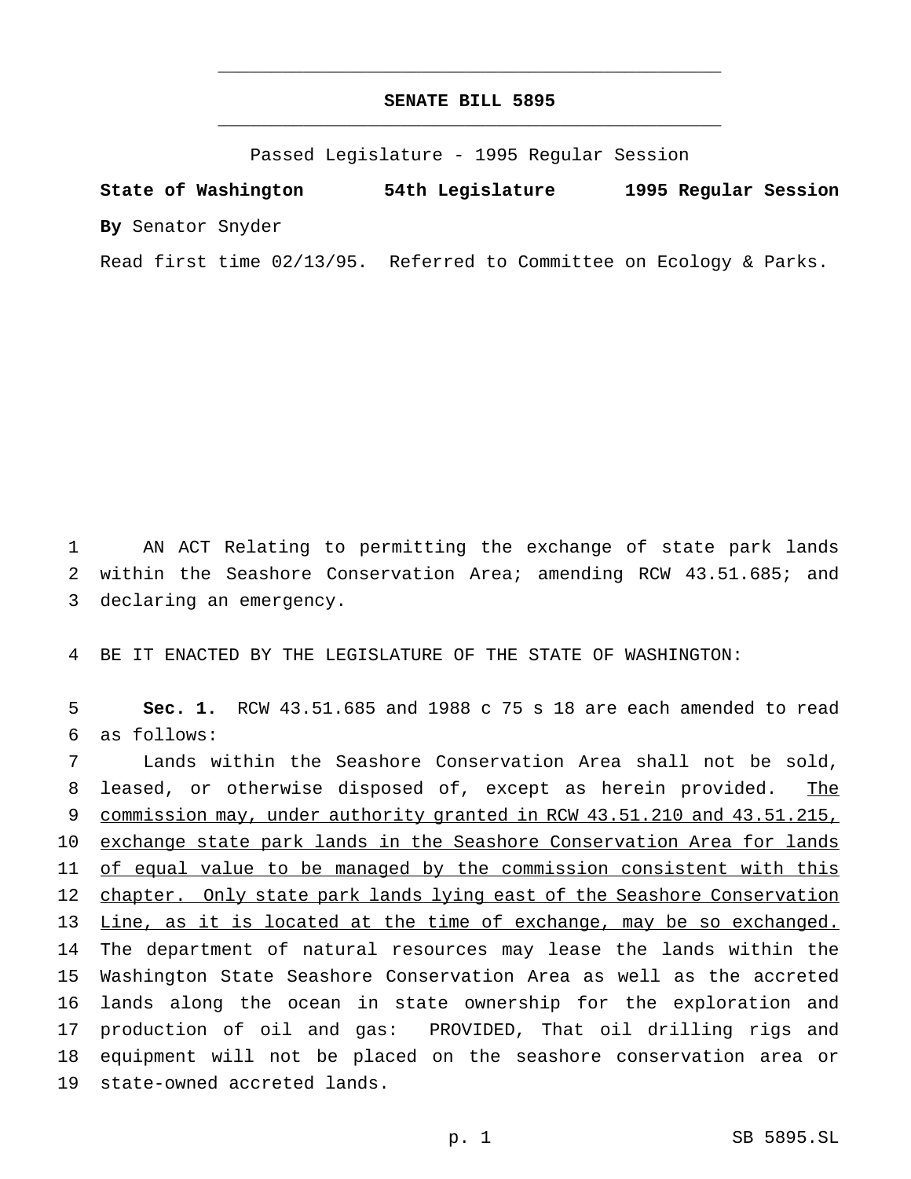# SENATE BILL 5895

Passed Legislature - 1995 Regular Session

**State of Washington** **54th Legislature** **1995 Regular Session**

**By** Senator Snyder

Read first time 02/13/95. Referred to Committee on Ecology & Parks.

AN ACT Relating to permitting the exchange of state park lands within the Seashore Conservation Area; amending RCW 43.51.685; and declaring an emergency.

BE IT ENACTED BY THE LEGISLATURE OF THE STATE OF WASHINGTON:

**Sec. 1.** RCW 43.51.685 and 1988 c 75 s 18 are each amended to read as follows:

Lands within the Seashore Conservation Area shall not be sold, leased, or otherwise disposed of, except as herein provided. <u>The commission may, under authority granted in RCW 43.51.210 and 43.51.215, exchange state park lands in the Seashore Conservation Area for lands of equal value to be managed by the commission consistent with this chapter. Only state park lands lying east of the Seashore Conservation Line, as it is located at the time of exchange, may be so exchanged.</u> The department of natural resources may lease the lands within the Washington State Seashore Conservation Area as well as the accreted lands along the ocean in state ownership for the exploration and production of oil and gas: PROVIDED, That oil drilling rigs and equipment will not be placed on the seashore conservation area or state-owned accreted lands.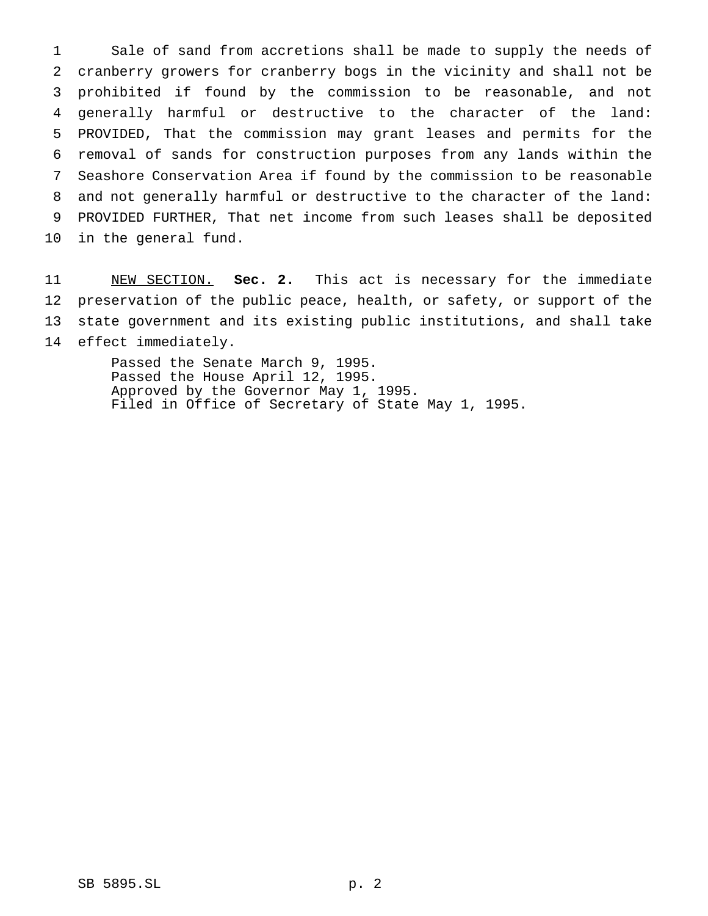Sale of sand from accretions shall be made to supply the needs of cranberry growers for cranberry bogs in the vicinity and shall not be prohibited if found by the commission to be reasonable, and not generally harmful or destructive to the character of the land: PROVIDED, That the commission may grant leases and permits for the removal of sands for construction purposes from any lands within the Seashore Conservation Area if found by the commission to be reasonable and not generally harmful or destructive to the character of the land: PROVIDED FURTHER, That net income from such leases shall be deposited in the general fund.

NEW SECTION. **Sec. 2.** This act is necessary for the immediate preservation of the public peace, health, or safety, or support of the state government and its existing public institutions, and shall take effect immediately.

Passed the Senate March 9, 1995.
Passed the House April 12, 1995.
Approved by the Governor May 1, 1995.
Filed in Office of Secretary of State May 1, 1995.